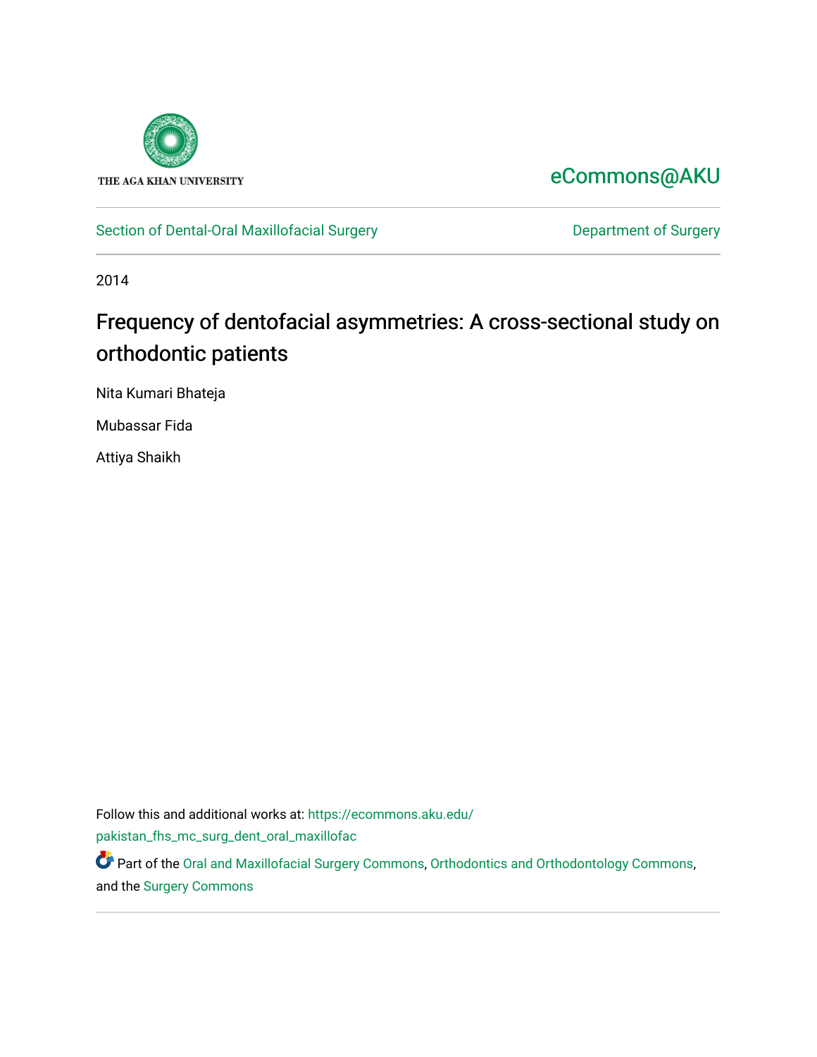THE AGA KHAN UNIVERSITY

eCommons@AKU

Section of Dental-Oral Maxillofacial Surgery

Department of Surgery

2014

# Frequency of dentofacial asymmetries: A cross-sectional study on orthodontic patients

Nita Kumari Bhateja

Mubassar Fida

Attiya Shaikh

Follow this and additional works at: https://ecommons.aku.edu/pakistan_fhs_mc_surg_dent_oral_maxillofac

Part of the Oral and Maxillofacial Surgery Commons, Orthodontics and Orthodontology Commons, and the Surgery Commons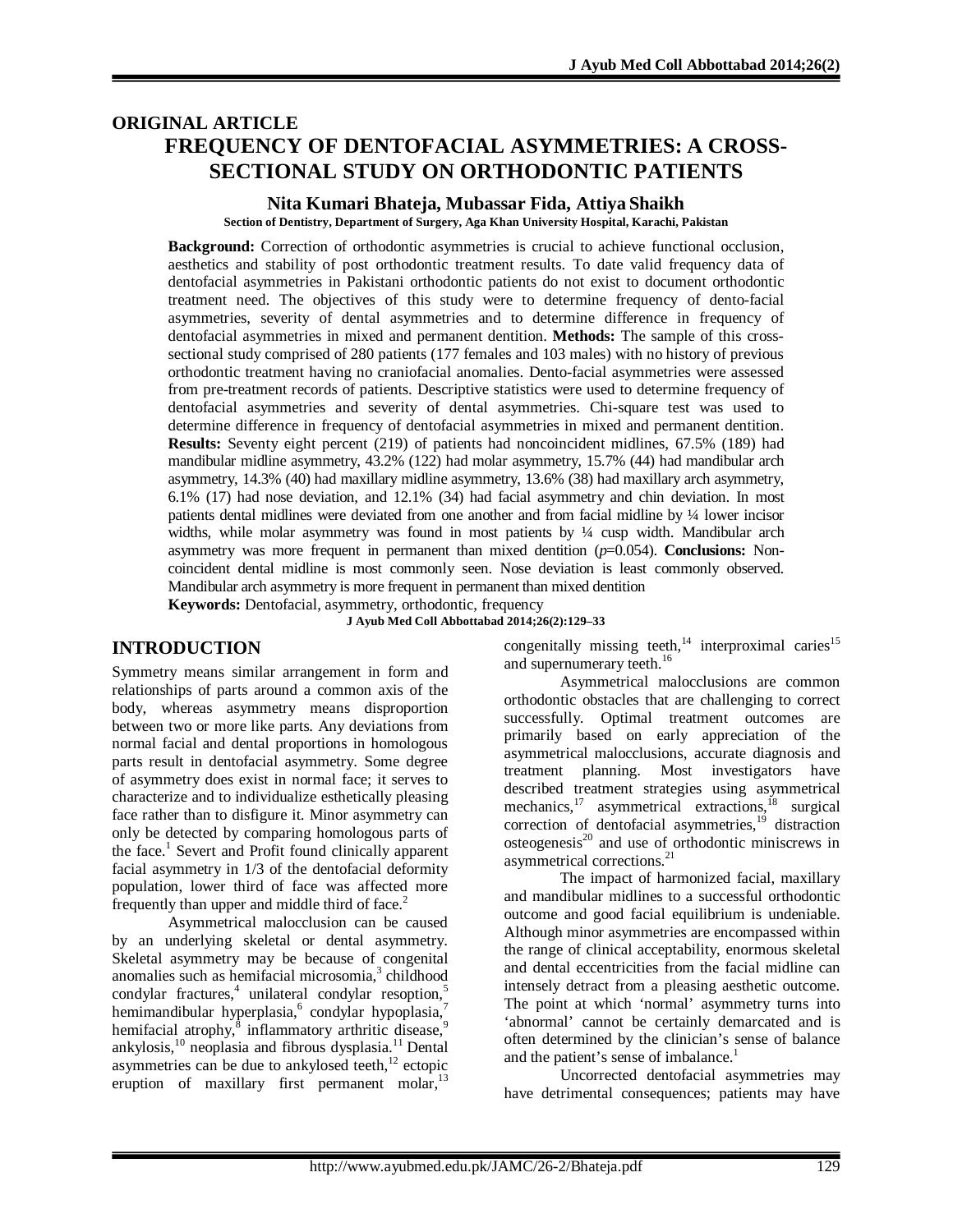## ORIGINAL ARTICLE

# FREQUENCY OF DENTOFACIAL ASYMMETRIES: A CROSS-SECTIONAL STUDY ON ORTHODONTIC PATIENTS

**Nita Kumari Bhateja, Mubassar Fida, Attiya Shaikh**

**Section of Dentistry, Department of Surgery, Aga Khan University Hospital, Karachi, Pakistan**

**Background:** Correction of orthodontic asymmetries is crucial to achieve functional occlusion, aesthetics and stability of post orthodontic treatment results. To date valid frequency data of dentofacial asymmetries in Pakistani orthodontic patients do not exist to document orthodontic treatment need. The objectives of this study were to determine frequency of dento-facial asymmetries, severity of dental asymmetries and to determine difference in frequency of dentofacial asymmetries in mixed and permanent dentition. **Methods:** The sample of this cross-sectional study comprised of 280 patients (177 females and 103 males) with no history of previous orthodontic treatment having no craniofacial anomalies. Dento-facial asymmetries were assessed from pre-treatment records of patients. Descriptive statistics were used to determine frequency of dentofacial asymmetries and severity of dental asymmetries. Chi-square test was used to determine difference in frequency of dentofacial asymmetries in mixed and permanent dentition. **Results:** Seventy eight percent (219) of patients had noncoincident midlines, 67.5% (189) had mandibular midline asymmetry, 43.2% (122) had molar asymmetry, 15.7% (44) had mandibular arch asymmetry, 14.3% (40) had maxillary midline asymmetry, 13.6% (38) had maxillary arch asymmetry, 6.1% (17) had nose deviation, and 12.1% (34) had facial asymmetry and chin deviation. In most patients dental midlines were deviated from one another and from facial midline by ¼ lower incisor widths, while molar asymmetry was found in most patients by ¼ cusp width. Mandibular arch asymmetry was more frequent in permanent than mixed dentition (*p*=0.054). **Conclusions:** Non-coincident dental midline is most commonly seen. Nose deviation is least commonly observed. Mandibular arch asymmetry is more frequent in permanent than mixed dentition

**Keywords:** Dentofacial, asymmetry, orthodontic, frequency

## INTRODUCTION

Symmetry means similar arrangement in form and relationships of parts around a common axis of the body, whereas asymmetry means disproportion between two or more like parts. Any deviations from normal facial and dental proportions in homologous parts result in dentofacial asymmetry. Some degree of asymmetry does exist in normal face; it serves to characterize and to individualize esthetically pleasing face rather than to disfigure it. Minor asymmetry can only be detected by comparing homologous parts of the face.[1] Severt and Profit found clinically apparent facial asymmetry in 1/3 of the dentofacial deformity population, lower third of face was affected more frequently than upper and middle third of face.[2]

Asymmetrical malocclusion can be caused by an underlying skeletal or dental asymmetry. Skeletal asymmetry may be because of congenital anomalies such as hemifacial microsomia,[3] childhood condylar fractures,[4] unilateral condylar resoption,[5] hemimandibular hyperplasia,[6] condylar hypoplasia,[7] hemifacial atrophy,[8] inflammatory arthritic disease,[9] ankylosis,[10] neoplasia and fibrous dysplasia.[11] Dental asymmetries can be due to ankylosed teeth,[12] ectopic eruption of maxillary first permanent molar,[13] congenitally missing teeth,[14] interproximal caries[15] and supernumerary teeth.[16]

Asymmetrical malocclusions are common orthodontic obstacles that are challenging to correct successfully. Optimal treatment outcomes are primarily based on early appreciation of the asymmetrical malocclusions, accurate diagnosis and treatment planning. Most investigators have described treatment strategies using asymmetrical mechanics,[17] asymmetrical extractions,[18] surgical correction of dentofacial asymmetries,[19] distraction osteogenesis[20] and use of orthodontic miniscrews in asymmetrical corrections.[21]

The impact of harmonized facial, maxillary and mandibular midlines to a successful orthodontic outcome and good facial equilibrium is undeniable. Although minor asymmetries are encompassed within the range of clinical acceptability, enormous skeletal and dental eccentricities from the facial midline can intensely detract from a pleasing aesthetic outcome. The point at which 'normal' asymmetry turns into 'abnormal' cannot be certainly demarcated and is often determined by the clinician's sense of balance and the patient's sense of imbalance.[1]

Uncorrected dentofacial asymmetries may have detrimental consequences; patients may have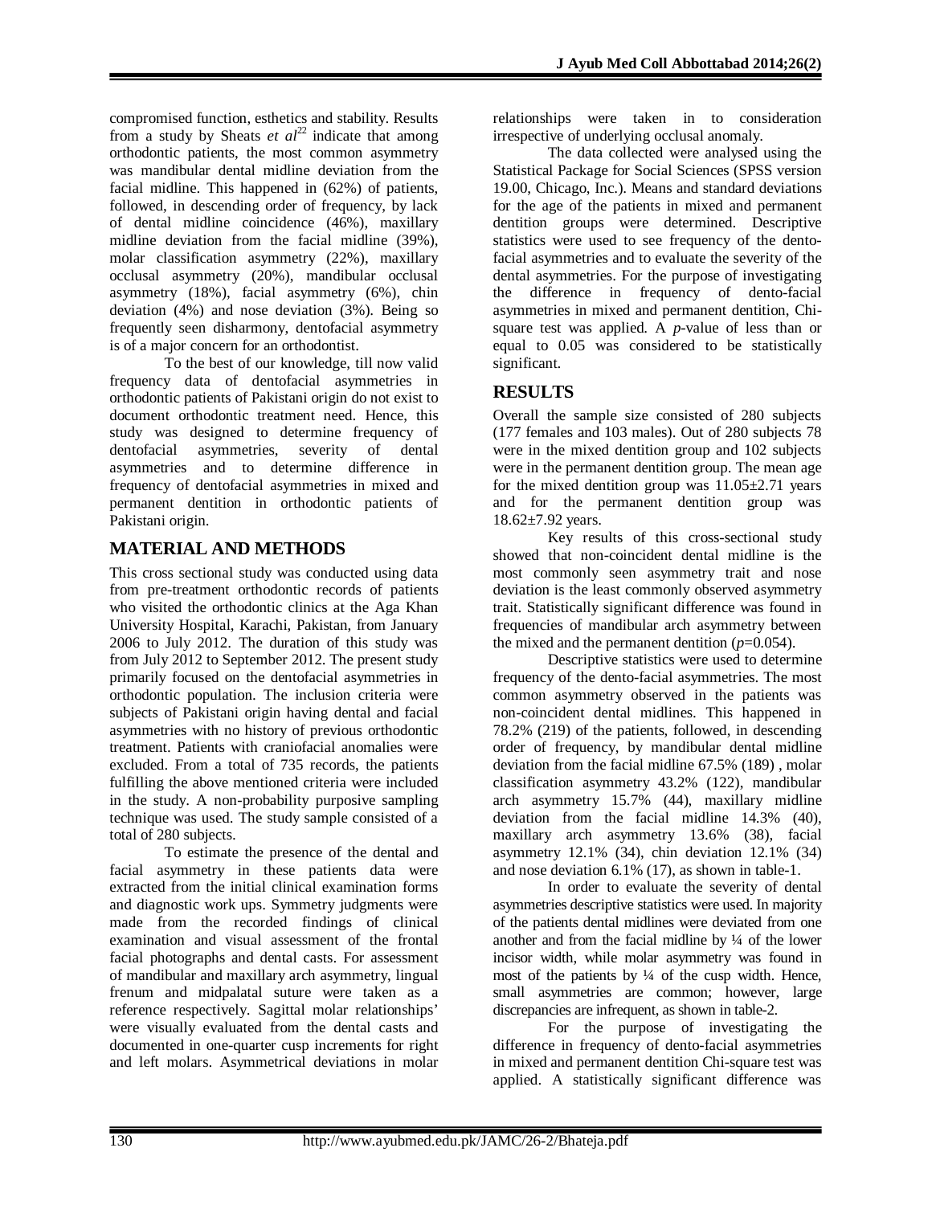compromised function, esthetics and stability. Results from a study by Sheats *et al*[22] indicate that among orthodontic patients, the most common asymmetry was mandibular dental midline deviation from the facial midline. This happened in (62%) of patients, followed, in descending order of frequency, by lack of dental midline coincidence (46%), maxillary midline deviation from the facial midline (39%), molar classification asymmetry (22%), maxillary occlusal asymmetry (20%), mandibular occlusal asymmetry (18%), facial asymmetry (6%), chin deviation (4%) and nose deviation (3%). Being so frequently seen disharmony, dentofacial asymmetry is of a major concern for an orthodontist.

To the best of our knowledge, till now valid frequency data of dentofacial asymmetries in orthodontic patients of Pakistani origin do not exist to document orthodontic treatment need. Hence, this study was designed to determine frequency of dentofacial asymmetries, severity of dental asymmetries and to determine difference in frequency of dentofacial asymmetries in mixed and permanent dentition in orthodontic patients of Pakistani origin.

## MATERIAL AND METHODS

This cross sectional study was conducted using data from pre-treatment orthodontic records of patients who visited the orthodontic clinics at the Aga Khan University Hospital, Karachi, Pakistan, from January 2006 to July 2012. The duration of this study was from July 2012 to September 2012. The present study primarily focused on the dentofacial asymmetries in orthodontic population. The inclusion criteria were subjects of Pakistani origin having dental and facial asymmetries with no history of previous orthodontic treatment. Patients with craniofacial anomalies were excluded. From a total of 735 records, the patients fulfilling the above mentioned criteria were included in the study. A non-probability purposive sampling technique was used. The study sample consisted of a total of 280 subjects.

To estimate the presence of the dental and facial asymmetry in these patients data were extracted from the initial clinical examination forms and diagnostic work ups. Symmetry judgments were made from the recorded findings of clinical examination and visual assessment of the frontal facial photographs and dental casts. For assessment of mandibular and maxillary arch asymmetry, lingual frenum and midpalatal suture were taken as a reference respectively. Sagittal molar relationships' were visually evaluated from the dental casts and documented in one-quarter cusp increments for right and left molars. Asymmetrical deviations in molar relationships were taken in to consideration irrespective of underlying occlusal anomaly.

The data collected were analysed using the Statistical Package for Social Sciences (SPSS version 19.00, Chicago, Inc.). Means and standard deviations for the age of the patients in mixed and permanent dentition groups were determined. Descriptive statistics were used to see frequency of the dento-facial asymmetries and to evaluate the severity of the dental asymmetries. For the purpose of investigating the difference in frequency of dento-facial asymmetries in mixed and permanent dentition, Chi-square test was applied. A *p*-value of less than or equal to 0.05 was considered to be statistically significant.

## RESULTS

Overall the sample size consisted of 280 subjects (177 females and 103 males). Out of 280 subjects 78 were in the mixed dentition group and 102 subjects were in the permanent dentition group. The mean age for the mixed dentition group was 11.05±2.71 years and for the permanent dentition group was 18.62±7.92 years.

Key results of this cross-sectional study showed that non-coincident dental midline is the most commonly seen asymmetry trait and nose deviation is the least commonly observed asymmetry trait. Statistically significant difference was found in frequencies of mandibular arch asymmetry between the mixed and the permanent dentition ($p$=0.054).

Descriptive statistics were used to determine frequency of the dento-facial asymmetries. The most common asymmetry observed in the patients was non-coincident dental midlines. This happened in 78.2% (219) of the patients, followed, in descending order of frequency, by mandibular dental midline deviation from the facial midline 67.5% (189) , molar classification asymmetry 43.2% (122), mandibular arch asymmetry 15.7% (44), maxillary midline deviation from the facial midline 14.3% (40), maxillary arch asymmetry 13.6% (38), facial asymmetry 12.1% (34), chin deviation 12.1% (34) and nose deviation 6.1% (17), as shown in table-1.

In order to evaluate the severity of dental asymmetries descriptive statistics were used. In majority of the patients dental midlines were deviated from one another and from the facial midline by ¼ of the lower incisor width, while molar asymmetry was found in most of the patients by ¼ of the cusp width. Hence, small asymmetries are common; however, large discrepancies are infrequent, as shown in table-2.

For the purpose of investigating the difference in frequency of dento-facial asymmetries in mixed and permanent dentition Chi-square test was applied. A statistically significant difference was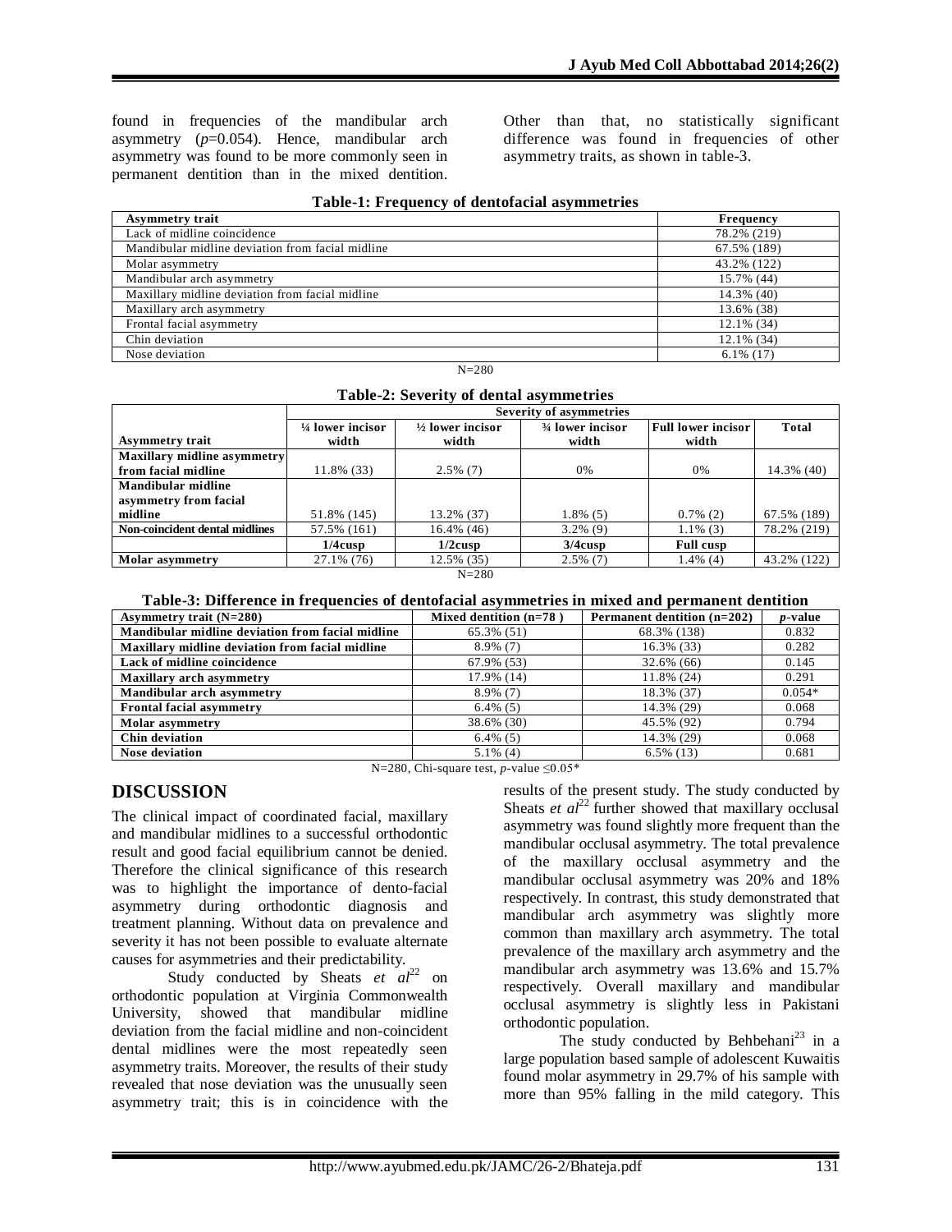found in frequencies of the mandibular arch asymmetry (*p*=0.054). Hence, mandibular arch asymmetry was found to be more commonly seen in permanent dentition than in the mixed dentition. Other than that, no statistically significant difference was found in frequencies of other asymmetry traits, as shown in table-3.

**Table-1: Frequency of dentofacial asymmetries**

| Asymmetry trait | Frequency |
|---|---|
| Lack of midline coincidence | 78.2% (219) |
| Mandibular midline deviation from facial midline | 67.5% (189) |
| Molar asymmetry | 43.2% (122) |
| Mandibular arch asymmetry | 15.7% (44) |
| Maxillary midline deviation from facial midline | 14.3% (40) |
| Maxillary arch asymmetry | 13.6% (38) |
| Frontal facial asymmetry | 12.1% (34) |
| Chin deviation | 12.1% (34) |
| Nose deviation | 6.1% (17) |

N=280

**Table-2: Severity of dental asymmetries**

| | Severity of asymmetries | | | | |
|---|---|---|---|---|---|
| **Asymmetry trait** | **¼ lower incisor width** | **½ lower incisor width** | **¾ lower incisor width** | **Full lower incisor width** | **Total** |
| **Maxillary midline asymmetry from facial midline** | 11.8% (33) | 2.5% (7) | 0% | 0% | 14.3% (40) |
| **Mandibular midline asymmetry from facial midline** | 51.8% (145) | 13.2% (37) | 1.8% (5) | 0.7% (2) | 67.5% (189) |
| **Non-coincident dental midlines** | 57.5% (161) | 16.4% (46) | 3.2% (9) | 1.1% (3) | 78.2% (219) |
| | **1/4cusp** | **1/2cusp** | **3/4cusp** | **Full cusp** | |
| **Molar asymmetry** | 27.1% (76) | 12.5% (35) | 2.5% (7) | 1.4% (4) | 43.2% (122) |

N=280

**Table-3: Difference in frequencies of dentofacial asymmetries in mixed and permanent dentition**

| Asymmetry trait (N=280) | Mixed dentition (n=78 ) | Permanent dentition (n=202) | *p*-value |
|---|---|---|---|
| **Mandibular midline deviation from facial midline** | 65.3% (51) | 68.3% (138) | 0.832 |
| **Maxillary midline deviation from facial midline** | 8.9% (7) | 16.3% (33) | 0.282 |
| **Lack of midline coincidence** | 67.9% (53) | 32.6% (66) | 0.145 |
| **Maxillary arch asymmetry** | 17.9% (14) | 11.8% (24) | 0.291 |
| **Mandibular arch asymmetry** | 8.9% (7) | 18.3% (37) | 0.054* |
| **Frontal facial asymmetry** | 6.4% (5) | 14.3% (29) | 0.068 |
| **Molar asymmetry** | 38.6% (30) | 45.5% (92) | 0.794 |
| **Chin deviation** | 6.4% (5) | 14.3% (29) | 0.068 |
| **Nose deviation** | 5.1% (4) | 6.5% (13) | 0.681 |

N=280, Chi-square test, *p*-value ≤0.05*

## DISCUSSION

The clinical impact of coordinated facial, maxillary and mandibular midlines to a successful orthodontic result and good facial equilibrium cannot be denied. Therefore the clinical significance of this research was to highlight the importance of dento-facial asymmetry during orthodontic diagnosis and treatment planning. Without data on prevalence and severity it has not been possible to evaluate alternate causes for asymmetries and their predictability.

Study conducted by Sheats *et al*[22] on orthodontic population at Virginia Commonwealth University, showed that mandibular midline deviation from the facial midline and non-coincident dental midlines were the most repeatedly seen asymmetry traits. Moreover, the results of their study revealed that nose deviation was the unusually seen asymmetry trait; this is in coincidence with the results of the present study. The study conducted by Sheats *et al*[22] further showed that maxillary occlusal asymmetry was found slightly more frequent than the mandibular occlusal asymmetry. The total prevalence of the maxillary occlusal asymmetry and the mandibular occlusal asymmetry was 20% and 18% respectively. In contrast, this study demonstrated that mandibular arch asymmetry was slightly more common than maxillary arch asymmetry. The total prevalence of the maxillary arch asymmetry and the mandibular arch asymmetry was 13.6% and 15.7% respectively. Overall maxillary and mandibular occlusal asymmetry is slightly less in Pakistani orthodontic population.

The study conducted by Behbehani[23] in a large population based sample of adolescent Kuwaitis found molar asymmetry in 29.7% of his sample with more than 95% falling in the mild category. This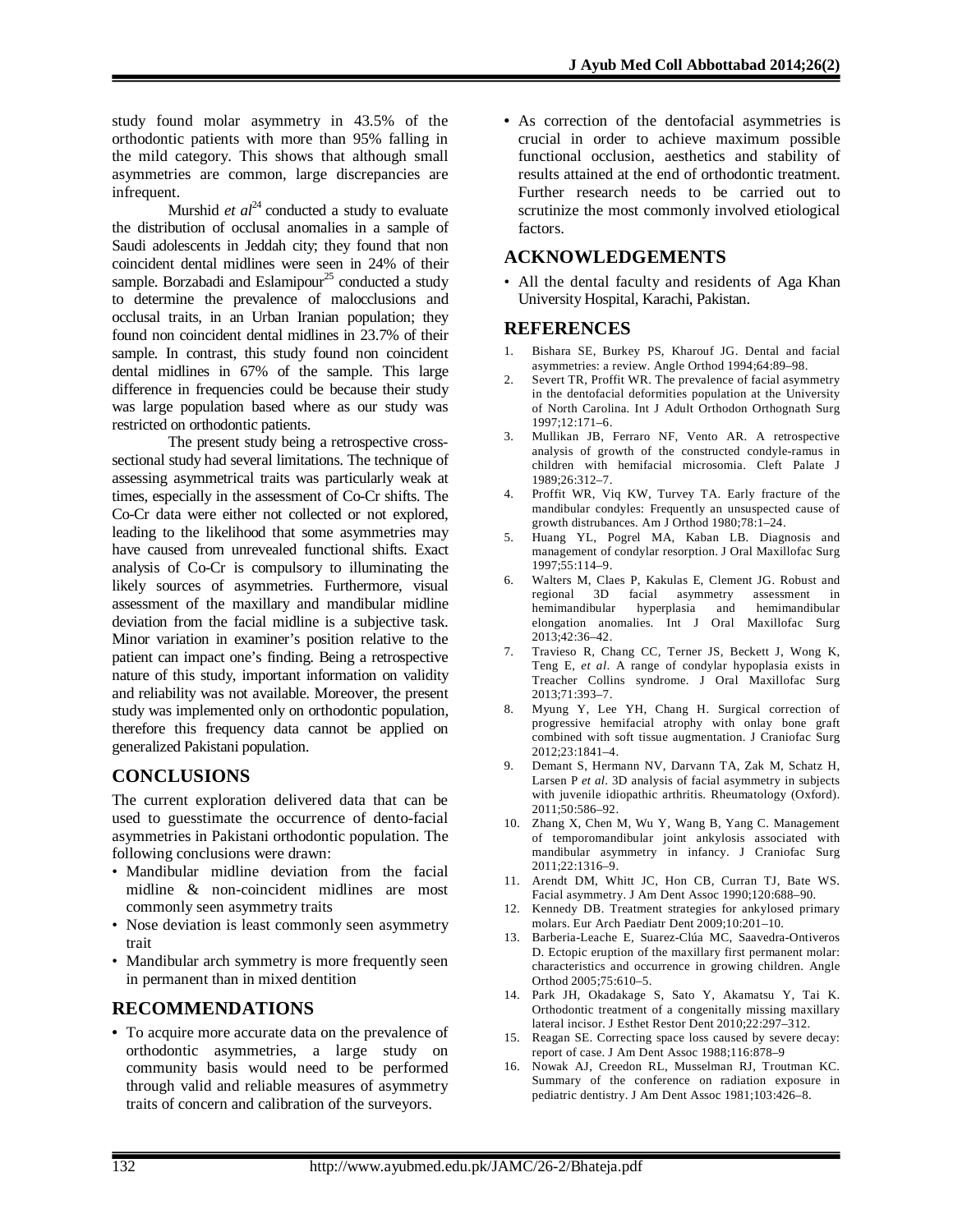study found molar asymmetry in 43.5% of the orthodontic patients with more than 95% falling in the mild category. This shows that although small asymmetries are common, large discrepancies are infrequent.

Murshid *et al*[24] conducted a study to evaluate the distribution of occlusal anomalies in a sample of Saudi adolescents in Jeddah city; they found that non coincident dental midlines were seen in 24% of their sample. Borzabadi and Eslamipour[25] conducted a study to determine the prevalence of malocclusions and occlusal traits, in an Urban Iranian population; they found non coincident dental midlines in 23.7% of their sample. In contrast, this study found non coincident dental midlines in 67% of the sample. This large difference in frequencies could be because their study was large population based where as our study was restricted on orthodontic patients.

The present study being a retrospective cross-sectional study had several limitations. The technique of assessing asymmetrical traits was particularly weak at times, especially in the assessment of Co-Cr shifts. The Co-Cr data were either not collected or not explored, leading to the likelihood that some asymmetries may have caused from unrevealed functional shifts. Exact analysis of Co-Cr is compulsory to illuminating the likely sources of asymmetries. Furthermore, visual assessment of the maxillary and mandibular midline deviation from the facial midline is a subjective task. Minor variation in examiner's position relative to the patient can impact one's finding. Being a retrospective nature of this study, important information on validity and reliability was not available. Moreover, the present study was implemented only on orthodontic population, therefore this frequency data cannot be applied on generalized Pakistani population.

## CONCLUSIONS

The current exploration delivered data that can be used to guesstimate the occurrence of dento-facial asymmetries in Pakistani orthodontic population. The following conclusions were drawn:

- Mandibular midline deviation from the facial midline & non-coincident midlines are most commonly seen asymmetry traits
- Nose deviation is least commonly seen asymmetry trait
- Mandibular arch symmetry is more frequently seen in permanent than in mixed dentition

## RECOMMENDATIONS

- To acquire more accurate data on the prevalence of orthodontic asymmetries, a large study on community basis would need to be performed through valid and reliable measures of asymmetry traits of concern and calibration of the surveyors.
- As correction of the dentofacial asymmetries is crucial in order to achieve maximum possible functional occlusion, aesthetics and stability of results attained at the end of orthodontic treatment. Further research needs to be carried out to scrutinize the most commonly involved etiological factors.

## ACKNOWLEDGEMENTS

- All the dental faculty and residents of Aga Khan University Hospital, Karachi, Pakistan.

## REFERENCES

1. Bishara SE, Burkey PS, Kharouf JG. Dental and facial asymmetries: a review. Angle Orthod 1994;64:89–98.
2. Severt TR, Proffit WR. The prevalence of facial asymmetry in the dentofacial deformities population at the University of North Carolina. Int J Adult Orthodon Orthognath Surg 1997;12:171–6.
3. Mullikan JB, Ferraro NF, Vento AR. A retrospective analysis of growth of the constructed condyle-ramus in children with hemifacial microsomia. Cleft Palate J 1989;26:312–7.
4. Proffit WR, Viq KW, Turvey TA. Early fracture of the mandibular condyles: Frequently an unsuspected cause of growth distrubances. Am J Orthod 1980;78:1–24.
5. Huang YL, Pogrel MA, Kaban LB. Diagnosis and management of condylar resorption. J Oral Maxillofac Surg 1997;55:114–9.
6. Walters M, Claes P, Kakulas E, Clement JG. Robust and regional 3D facial asymmetry assessment in hemimandibular hyperplasia and hemimandibular elongation anomalies. Int J Oral Maxillofac Surg 2013;42:36–42.
7. Travieso R, Chang CC, Terner JS, Beckett J, Wong K, Teng E, *et al*. A range of condylar hypoplasia exists in Treacher Collins syndrome. J Oral Maxillofac Surg 2013;71:393–7.
8. Myung Y, Lee YH, Chang H. Surgical correction of progressive hemifacial atrophy with onlay bone graft combined with soft tissue augmentation. J Craniofac Surg 2012;23:1841–4.
9. Demant S, Hermann NV, Darvann TA, Zak M, Schatz H, Larsen P *et al*. 3D analysis of facial asymmetry in subjects with juvenile idiopathic arthritis. Rheumatology (Oxford). 2011;50:586–92.
10. Zhang X, Chen M, Wu Y, Wang B, Yang C. Management of temporomandibular joint ankylosis associated with mandibular asymmetry in infancy. J Craniofac Surg 2011;22:1316–9.
11. Arendt DM, Whitt JC, Hon CB, Curran TJ, Bate WS. Facial asymmetry. J Am Dent Assoc 1990;120:688–90.
12. Kennedy DB. Treatment strategies for ankylosed primary molars. Eur Arch Paediatr Dent 2009;10:201–10.
13. Barberia-Leache E, Suarez-Clúa MC, Saavedra-Ontiveros D. Ectopic eruption of the maxillary first permanent molar: characteristics and occurrence in growing children. Angle Orthod 2005;75:610–5.
14. Park JH, Okadakage S, Sato Y, Akamatsu Y, Tai K. Orthodontic treatment of a congenitally missing maxillary lateral incisor. J Esthet Restor Dent 2010;22:297–312.
15. Reagan SE. Correcting space loss caused by severe decay: report of case. J Am Dent Assoc 1988;116:878–9
16. Nowak AJ, Creedon RL, Musselman RJ, Troutman KC. Summary of the conference on radiation exposure in pediatric dentistry. J Am Dent Assoc 1981;103:426–8.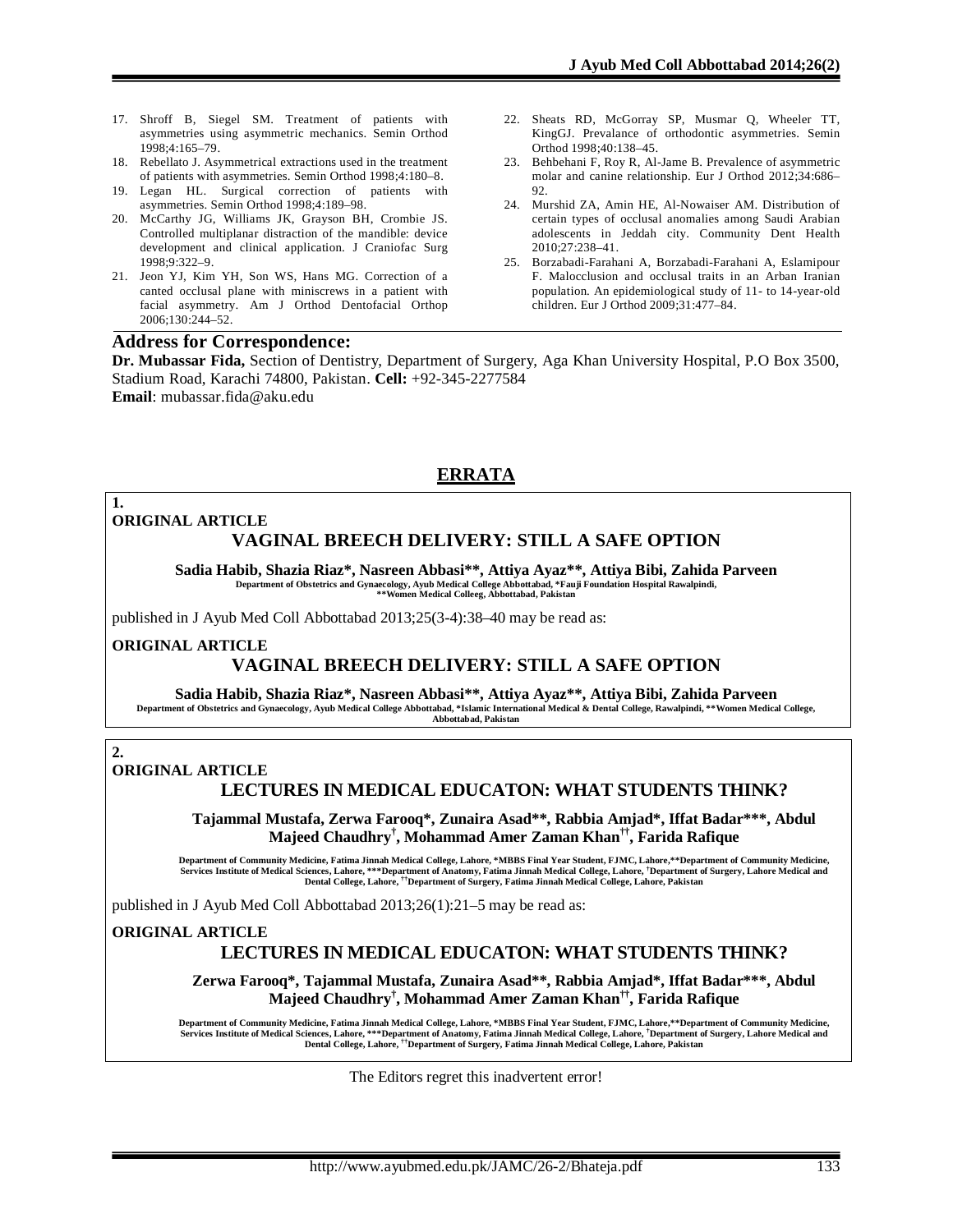17. Shroff B, Siegel SM. Treatment of patients with asymmetries using asymmetric mechanics. Semin Orthod 1998;4:165–79.
18. Rebellato J. Asymmetrical extractions used in the treatment of patients with asymmetries. Semin Orthod 1998;4:180–8.
19. Legan HL. Surgical correction of patients with asymmetries. Semin Orthod 1998;4:189–98.
20. McCarthy JG, Williams JK, Grayson BH, Crombie JS. Controlled multiplanar distraction of the mandible: device development and clinical application. J Craniofac Surg 1998;9:322–9.
21. Jeon YJ, Kim YH, Son WS, Hans MG. Correction of a canted occlusal plane with miniscrews in a patient with facial asymmetry. Am J Orthod Dentofacial Orthop 2006;130:244–52.
22. Sheats RD, McGorray SP, Musmar Q, Wheeler TT, KingGJ. Prevalance of orthodontic asymmetries. Semin Orthod 1998;40:138–45.
23. Behbehani F, Roy R, Al-Jame B. Prevalence of asymmetric molar and canine relationship. Eur J Orthod 2012;34:686–92.
24. Murshid ZA, Amin HE, Al-Nowaiser AM. Distribution of certain types of occlusal anomalies among Saudi Arabian adolescents in Jeddah city. Community Dent Health 2010;27:238–41.
25. Borzabadi-Farahani A, Borzabadi-Farahani A, Eslamipour F. Malocclusion and occlusal traits in an Arban Iranian population. An epidemiological study of 11- to 14-year-old children. Eur J Orthod 2009;31:477–84.

## Address for Correspondence:

**Dr. Mubassar Fida,** Section of Dentistry, Department of Surgery, Aga Khan University Hospital, P.O Box 3500, Stadium Road, Karachi 74800, Pakistan. **Cell:** +92-345-2277584
**Email**: mubassar.fida@aku.edu

# ERRATA

**1.**

**ORIGINAL ARTICLE**

### VAGINAL BREECH DELIVERY: STILL A SAFE OPTION

**Sadia Habib, Shazia Riaz\*, Nasreen Abbasi\*\*, Attiya Ayaz\*\*, Attiya Bibi, Zahida Parveen**

Department of Obstetrics and Gynaecology, Ayub Medical College Abbottabad, *Fauji Foundation Hospital Rawalpindi, **Women Medical Colleeg, Abbottabad, Pakistan

published in J Ayub Med Coll Abbottabad 2013;25(3-4):38–40 may be read as:

**ORIGINAL ARTICLE**

### VAGINAL BREECH DELIVERY: STILL A SAFE OPTION

**Sadia Habib, Shazia Riaz\*, Nasreen Abbasi\*\*, Attiya Ayaz\*\*, Attiya Bibi, Zahida Parveen**

Department of Obstetrics and Gynaecology, Ayub Medical College Abbottabad, *Islamic International Medical & Dental College, Rawalpindi, **Women Medical College, Abbottabad, Pakistan

**2.**

**ORIGINAL ARTICLE**

### LECTURES IN MEDICAL EDUCATON: WHAT STUDENTS THINK?

**Tajammal Mustafa, Zerwa Farooq\*, Zunaira Asad\*\*, Rabbia Amjad\*, Iffat Badar\*\*\*, Abdul Majeed Chaudhry[†], Mohammad Amer Zaman Khan[††], Farida Rafique**

Department of Community Medicine, Fatima Jinnah Medical College, Lahore, *MBBS Final Year Student, FJMC, Lahore,**Department of Community Medicine, Services Institute of Medical Sciences, Lahore, ***Department of Anatomy, Fatima Jinnah Medical College, Lahore, †Department of Surgery, Lahore Medical and Dental College, Lahore, ††Department of Surgery, Fatima Jinnah Medical College, Lahore, Pakistan

published in J Ayub Med Coll Abbottabad 2013;26(1):21–5 may be read as:

**ORIGINAL ARTICLE**

### LECTURES IN MEDICAL EDUCATON: WHAT STUDENTS THINK?

**Zerwa Farooq\*, Tajammal Mustafa, Zunaira Asad\*\*, Rabbia Amjad\*, Iffat Badar\*\*\*, Abdul Majeed Chaudhry[†], Mohammad Amer Zaman Khan[††], Farida Rafique**

Department of Community Medicine, Fatima Jinnah Medical College, Lahore, *MBBS Final Year Student, FJMC, Lahore,**Department of Community Medicine, Services Institute of Medical Sciences, Lahore, ***Department of Anatomy, Fatima Jinnah Medical College, Lahore, †Department of Surgery, Lahore Medical and Dental College, Lahore, ††Department of Surgery, Fatima Jinnah Medical College, Lahore, Pakistan

The Editors regret this inadvertent error!